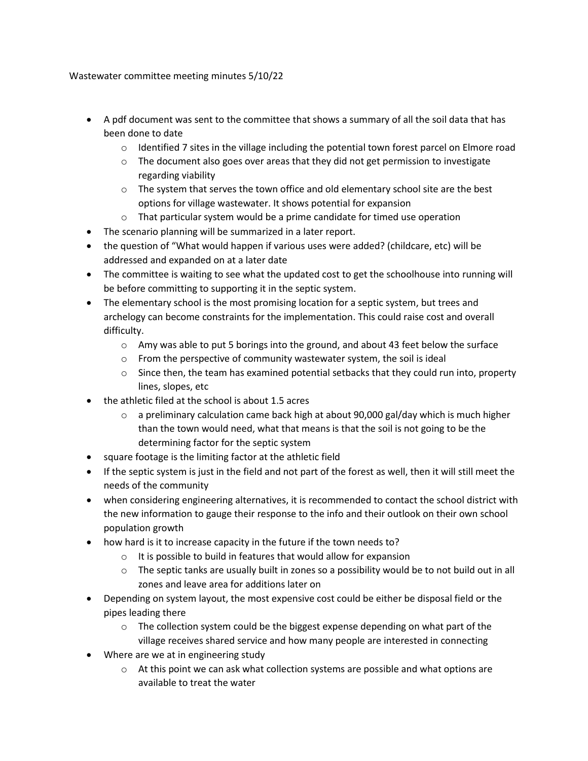Wastewater committee meeting minutes 5/10/22

- A pdf document was sent to the committee that shows a summary of all the soil data that has been done to date
  - Identified 7 sites in the village including the potential town forest parcel on Elmore road
  - The document also goes over areas that they did not get permission to investigate regarding viability
  - The system that serves the town office and old elementary school site are the best options for village wastewater. It shows potential for expansion
  - That particular system would be a prime candidate for timed use operation
- The scenario planning will be summarized in a later report.
- the question of "What would happen if various uses were added? (childcare, etc) will be addressed and expanded on at a later date
- The committee is waiting to see what the updated cost to get the schoolhouse into running will be before committing to supporting it in the septic system.
- The elementary school is the most promising location for a septic system, but trees and archelogy can become constraints for the implementation. This could raise cost and overall difficulty.
  - Amy was able to put 5 borings into the ground, and about 43 feet below the surface
  - From the perspective of community wastewater system, the soil is ideal
  - Since then, the team has examined potential setbacks that they could run into, property lines, slopes, etc
- the athletic filed at the school is about 1.5 acres
  - a preliminary calculation came back high at about 90,000 gal/day which is much higher than the town would need, what that means is that the soil is not going to be the determining factor for the septic system
- square footage is the limiting factor at the athletic field
- If the septic system is just in the field and not part of the forest as well, then it will still meet the needs of the community
- when considering engineering alternatives, it is recommended to contact the school district with the new information to gauge their response to the info and their outlook on their own school population growth
- how hard is it to increase capacity in the future if the town needs to?
  - It is possible to build in features that would allow for expansion
  - The septic tanks are usually built in zones so a possibility would be to not build out in all zones and leave area for additions later on
- Depending on system layout, the most expensive cost could be either be disposal field or the pipes leading there
  - The collection system could be the biggest expense depending on what part of the village receives shared service and how many people are interested in connecting
- Where are we at in engineering study
  - At this point we can ask what collection systems are possible and what options are available to treat the water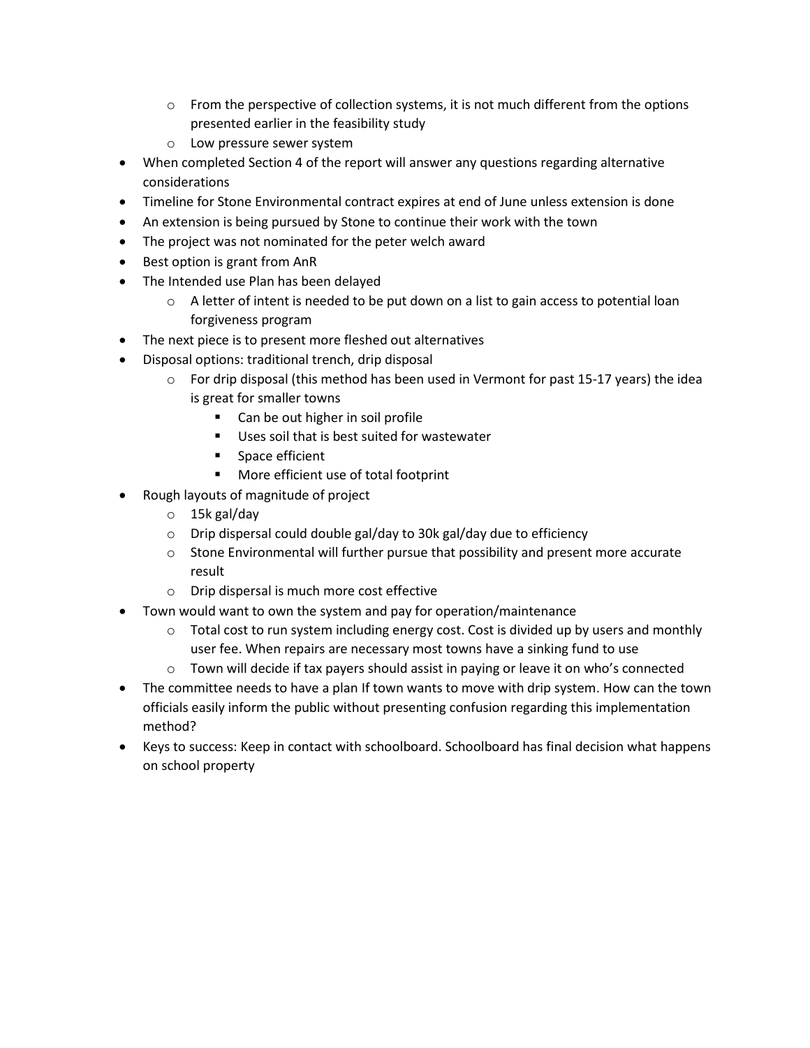- From the perspective of collection systems, it is not much different from the options presented earlier in the feasibility study
  - Low pressure sewer system
- When completed Section 4 of the report will answer any questions regarding alternative considerations
- Timeline for Stone Environmental contract expires at end of June unless extension is done
- An extension is being pursued by Stone to continue their work with the town
- The project was not nominated for the peter welch award
- Best option is grant from AnR
- The Intended use Plan has been delayed
  - A letter of intent is needed to be put down on a list to gain access to potential loan forgiveness program
- The next piece is to present more fleshed out alternatives
- Disposal options: traditional trench, drip disposal
  - For drip disposal (this method has been used in Vermont for past 15-17 years) the idea is great for smaller towns
    - Can be out higher in soil profile
    - Uses soil that is best suited for wastewater
    - Space efficient
    - More efficient use of total footprint
- Rough layouts of magnitude of project
  - 15k gal/day
  - Drip dispersal could double gal/day to 30k gal/day due to efficiency
  - Stone Environmental will further pursue that possibility and present more accurate result
  - Drip dispersal is much more cost effective
- Town would want to own the system and pay for operation/maintenance
  - Total cost to run system including energy cost. Cost is divided up by users and monthly user fee. When repairs are necessary most towns have a sinking fund to use
  - Town will decide if tax payers should assist in paying or leave it on who's connected
- The committee needs to have a plan If town wants to move with drip system. How can the town officials easily inform the public without presenting confusion regarding this implementation method?
- Keys to success: Keep in contact with schoolboard. Schoolboard has final decision what happens on school property